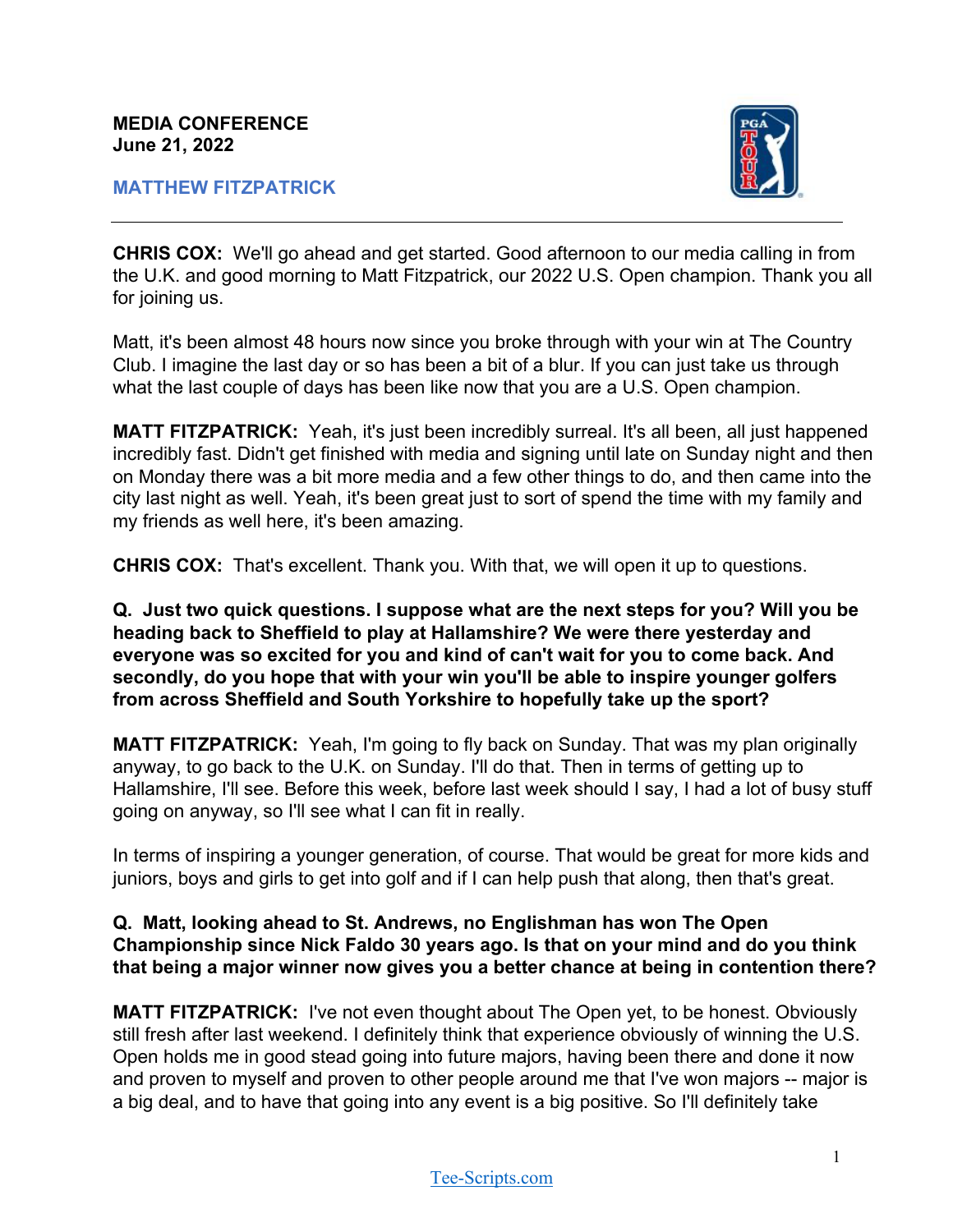**MEDIA CONFERENCE**
**June 21, 2022**

## MATTHEW FITZPATRICK

---

**CHRIS COX:** We'll go ahead and get started. Good afternoon to our media calling in from the U.K. and good morning to Matt Fitzpatrick, our 2022 U.S. Open champion. Thank you all for joining us.

Matt, it's been almost 48 hours now since you broke through with your win at The Country Club. I imagine the last day or so has been a bit of a blur. If you can just take us through what the last couple of days has been like now that you are a U.S. Open champion.

**MATT FITZPATRICK:** Yeah, it's just been incredibly surreal. It's all been, all just happened incredibly fast. Didn't get finished with media and signing until late on Sunday night and then on Monday there was a bit more media and a few other things to do, and then came into the city last night as well. Yeah, it's been great just to sort of spend the time with my family and my friends as well here, it's been amazing.

**CHRIS COX:** That's excellent. Thank you. With that, we will open it up to questions.

**Q. Just two quick questions. I suppose what are the next steps for you? Will you be heading back to Sheffield to play at Hallamshire? We were there yesterday and everyone was so excited for you and kind of can't wait for you to come back. And secondly, do you hope that with your win you'll be able to inspire younger golfers from across Sheffield and South Yorkshire to hopefully take up the sport?**

**MATT FITZPATRICK:** Yeah, I'm going to fly back on Sunday. That was my plan originally anyway, to go back to the U.K. on Sunday. I'll do that. Then in terms of getting up to Hallamshire, I'll see. Before this week, before last week should I say, I had a lot of busy stuff going on anyway, so I'll see what I can fit in really.

In terms of inspiring a younger generation, of course. That would be great for more kids and juniors, boys and girls to get into golf and if I can help push that along, then that's great.

**Q. Matt, looking ahead to St. Andrews, no Englishman has won The Open Championship since Nick Faldo 30 years ago. Is that on your mind and do you think that being a major winner now gives you a better chance at being in contention there?**

**MATT FITZPATRICK:** I've not even thought about The Open yet, to be honest. Obviously still fresh after last weekend. I definitely think that experience obviously of winning the U.S. Open holds me in good stead going into future majors, having been there and done it now and proven to myself and proven to other people around me that I've won majors -- major is a big deal, and to have that going into any event is a big positive. So I'll definitely take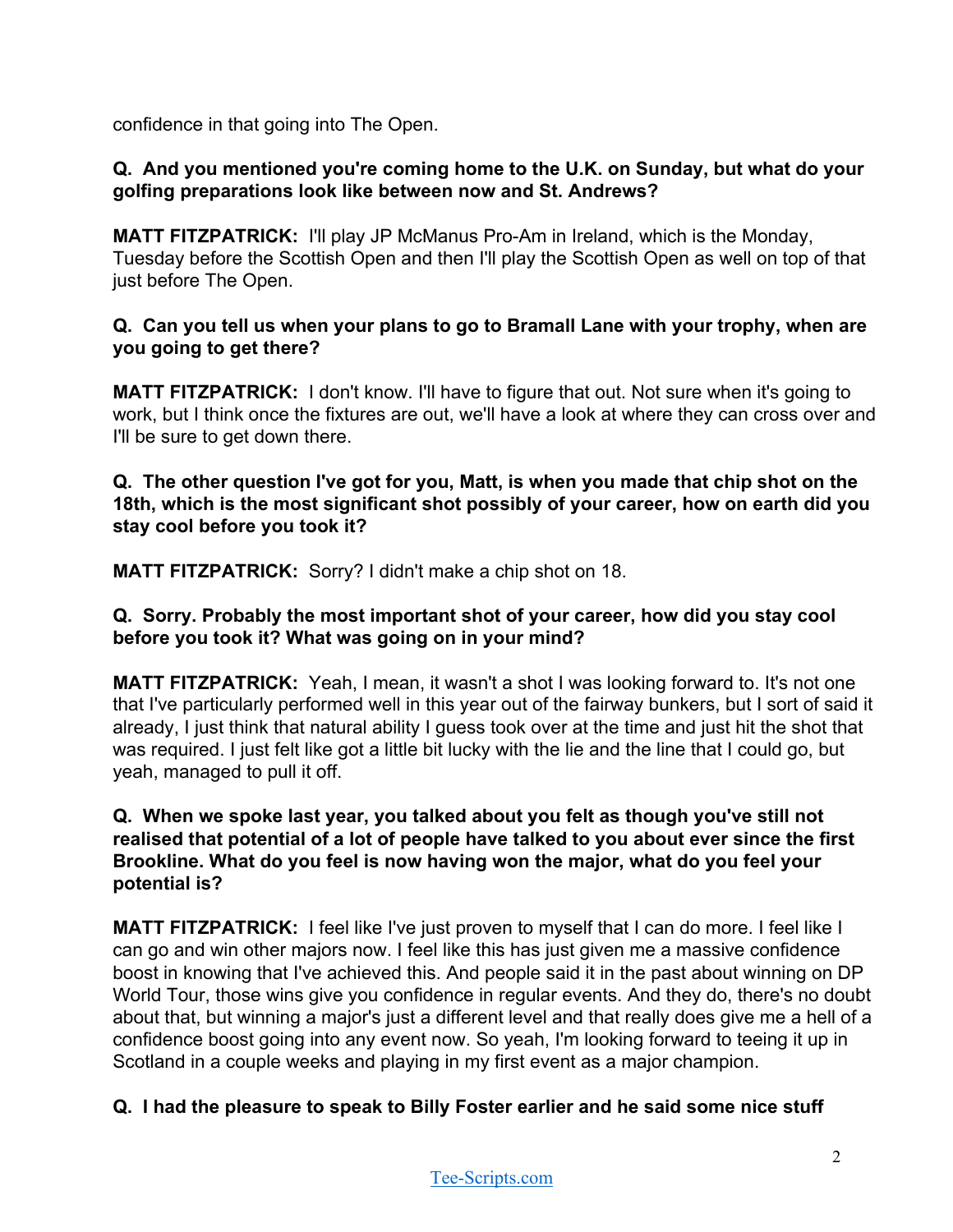confidence in that going into The Open.

**Q. And you mentioned you're coming home to the U.K. on Sunday, but what do your golfing preparations look like between now and St. Andrews?**

**MATT FITZPATRICK:** I'll play JP McManus Pro-Am in Ireland, which is the Monday, Tuesday before the Scottish Open and then I'll play the Scottish Open as well on top of that just before The Open.

**Q. Can you tell us when your plans to go to Bramall Lane with your trophy, when are you going to get there?**

**MATT FITZPATRICK:** I don't know. I'll have to figure that out. Not sure when it's going to work, but I think once the fixtures are out, we'll have a look at where they can cross over and I'll be sure to get down there.

**Q. The other question I've got for you, Matt, is when you made that chip shot on the 18th, which is the most significant shot possibly of your career, how on earth did you stay cool before you took it?**

**MATT FITZPATRICK:** Sorry? I didn't make a chip shot on 18.

**Q. Sorry. Probably the most important shot of your career, how did you stay cool before you took it? What was going on in your mind?**

**MATT FITZPATRICK:** Yeah, I mean, it wasn't a shot I was looking forward to. It's not one that I've particularly performed well in this year out of the fairway bunkers, but I sort of said it already, I just think that natural ability I guess took over at the time and just hit the shot that was required. I just felt like got a little bit lucky with the lie and the line that I could go, but yeah, managed to pull it off.

**Q. When we spoke last year, you talked about you felt as though you've still not realised that potential of a lot of people have talked to you about ever since the first Brookline. What do you feel is now having won the major, what do you feel your potential is?**

**MATT FITZPATRICK:** I feel like I've just proven to myself that I can do more. I feel like I can go and win other majors now. I feel like this has just given me a massive confidence boost in knowing that I've achieved this. And people said it in the past about winning on DP World Tour, those wins give you confidence in regular events. And they do, there's no doubt about that, but winning a major's just a different level and that really does give me a hell of a confidence boost going into any event now. So yeah, I'm looking forward to teeing it up in Scotland in a couple weeks and playing in my first event as a major champion.

**Q. I had the pleasure to speak to Billy Foster earlier and he said some nice stuff**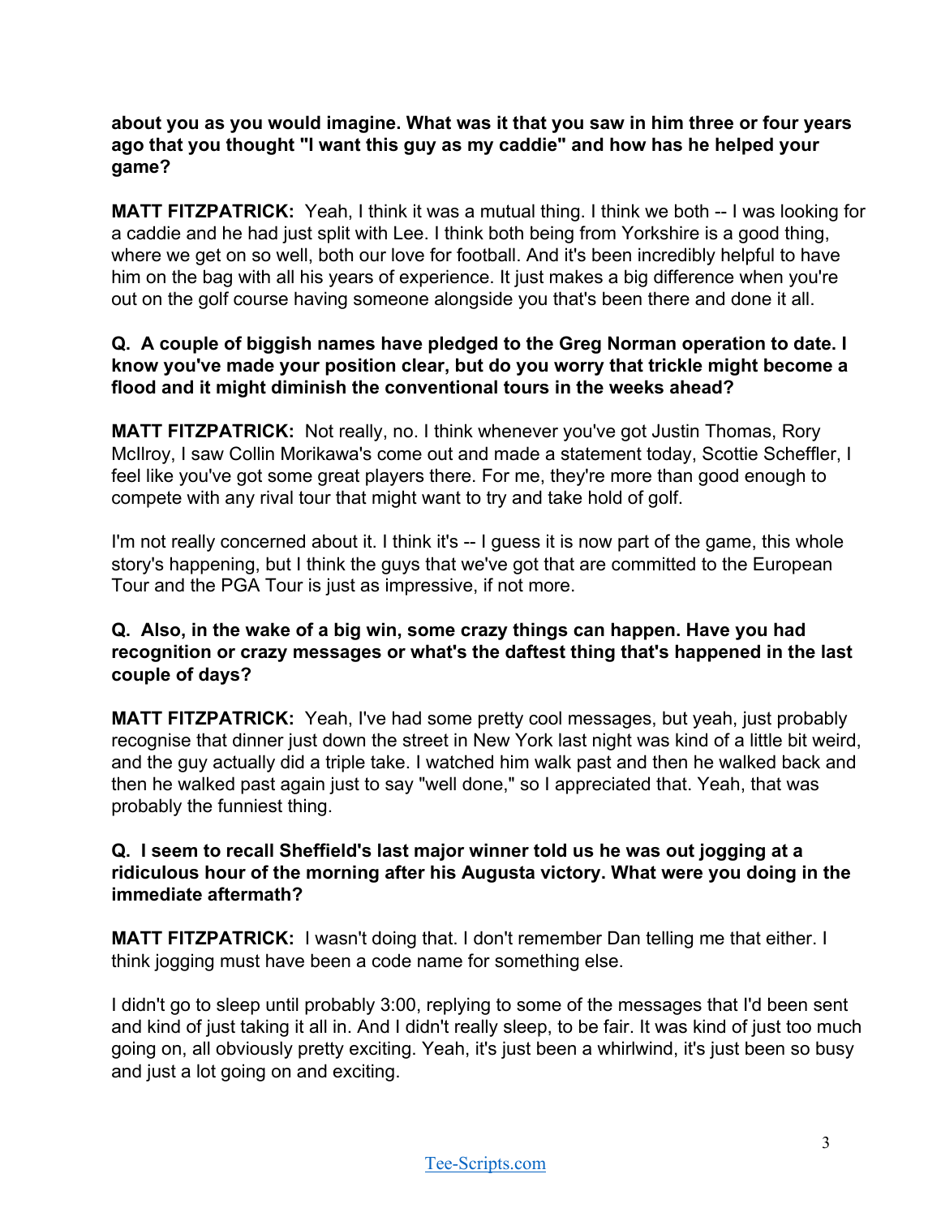**about you as you would imagine. What was it that you saw in him three or four years ago that you thought "I want this guy as my caddie" and how has he helped your game?**

**MATT FITZPATRICK:** Yeah, I think it was a mutual thing. I think we both -- I was looking for a caddie and he had just split with Lee. I think both being from Yorkshire is a good thing, where we get on so well, both our love for football. And it's been incredibly helpful to have him on the bag with all his years of experience. It just makes a big difference when you're out on the golf course having someone alongside you that's been there and done it all.

**Q. A couple of biggish names have pledged to the Greg Norman operation to date. I know you've made your position clear, but do you worry that trickle might become a flood and it might diminish the conventional tours in the weeks ahead?**

**MATT FITZPATRICK:** Not really, no. I think whenever you've got Justin Thomas, Rory McIlroy, I saw Collin Morikawa's come out and made a statement today, Scottie Scheffler, I feel like you've got some great players there. For me, they're more than good enough to compete with any rival tour that might want to try and take hold of golf.

I'm not really concerned about it. I think it's -- I guess it is now part of the game, this whole story's happening, but I think the guys that we've got that are committed to the European Tour and the PGA Tour is just as impressive, if not more.

**Q. Also, in the wake of a big win, some crazy things can happen. Have you had recognition or crazy messages or what's the daftest thing that's happened in the last couple of days?**

**MATT FITZPATRICK:** Yeah, I've had some pretty cool messages, but yeah, just probably recognise that dinner just down the street in New York last night was kind of a little bit weird, and the guy actually did a triple take. I watched him walk past and then he walked back and then he walked past again just to say "well done," so I appreciated that. Yeah, that was probably the funniest thing.

**Q. I seem to recall Sheffield's last major winner told us he was out jogging at a ridiculous hour of the morning after his Augusta victory. What were you doing in the immediate aftermath?**

**MATT FITZPATRICK:** I wasn't doing that. I don't remember Dan telling me that either. I think jogging must have been a code name for something else.

I didn't go to sleep until probably 3:00, replying to some of the messages that I'd been sent and kind of just taking it all in. And I didn't really sleep, to be fair. It was kind of just too much going on, all obviously pretty exciting. Yeah, it's just been a whirlwind, it's just been so busy and just a lot going on and exciting.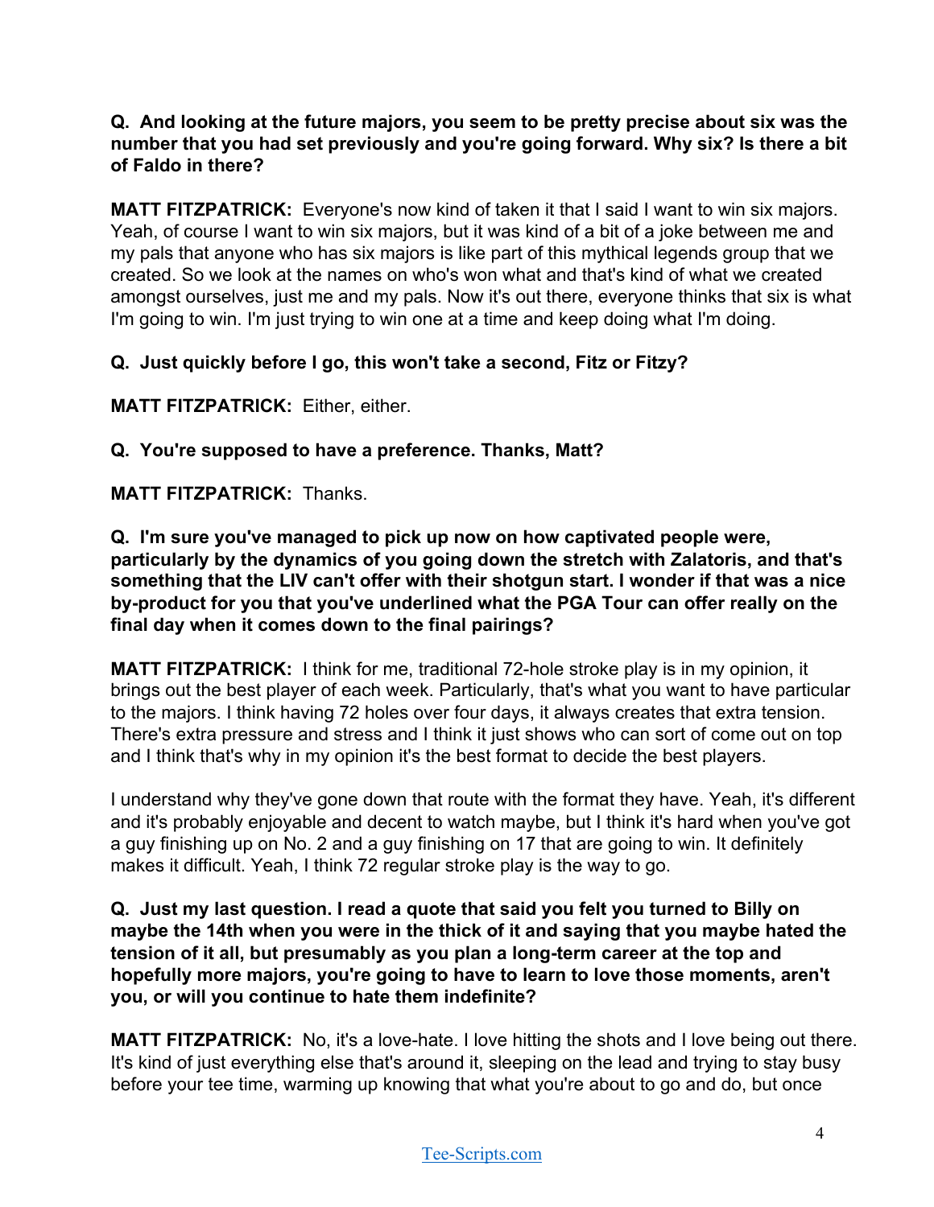**Q. And looking at the future majors, you seem to be pretty precise about six was the number that you had set previously and you're going forward. Why six? Is there a bit of Faldo in there?**

**MATT FITZPATRICK:** Everyone's now kind of taken it that I said I want to win six majors. Yeah, of course I want to win six majors, but it was kind of a bit of a joke between me and my pals that anyone who has six majors is like part of this mythical legends group that we created. So we look at the names on who's won what and that's kind of what we created amongst ourselves, just me and my pals. Now it's out there, everyone thinks that six is what I'm going to win. I'm just trying to win one at a time and keep doing what I'm doing.

**Q. Just quickly before I go, this won't take a second, Fitz or Fitzy?**

**MATT FITZPATRICK:** Either, either.

**Q. You're supposed to have a preference. Thanks, Matt?**

**MATT FITZPATRICK:** Thanks.

**Q. I'm sure you've managed to pick up now on how captivated people were, particularly by the dynamics of you going down the stretch with Zalatoris, and that's something that the LIV can't offer with their shotgun start. I wonder if that was a nice by-product for you that you've underlined what the PGA Tour can offer really on the final day when it comes down to the final pairings?**

**MATT FITZPATRICK:** I think for me, traditional 72-hole stroke play is in my opinion, it brings out the best player of each week. Particularly, that's what you want to have particular to the majors. I think having 72 holes over four days, it always creates that extra tension. There's extra pressure and stress and I think it just shows who can sort of come out on top and I think that's why in my opinion it's the best format to decide the best players.

I understand why they've gone down that route with the format they have. Yeah, it's different and it's probably enjoyable and decent to watch maybe, but I think it's hard when you've got a guy finishing up on No. 2 and a guy finishing on 17 that are going to win. It definitely makes it difficult. Yeah, I think 72 regular stroke play is the way to go.

**Q. Just my last question. I read a quote that said you felt you turned to Billy on maybe the 14th when you were in the thick of it and saying that you maybe hated the tension of it all, but presumably as you plan a long-term career at the top and hopefully more majors, you're going to have to learn to love those moments, aren't you, or will you continue to hate them indefinite?**

**MATT FITZPATRICK:** No, it's a love-hate. I love hitting the shots and I love being out there. It's kind of just everything else that's around it, sleeping on the lead and trying to stay busy before your tee time, warming up knowing that what you're about to go and do, but once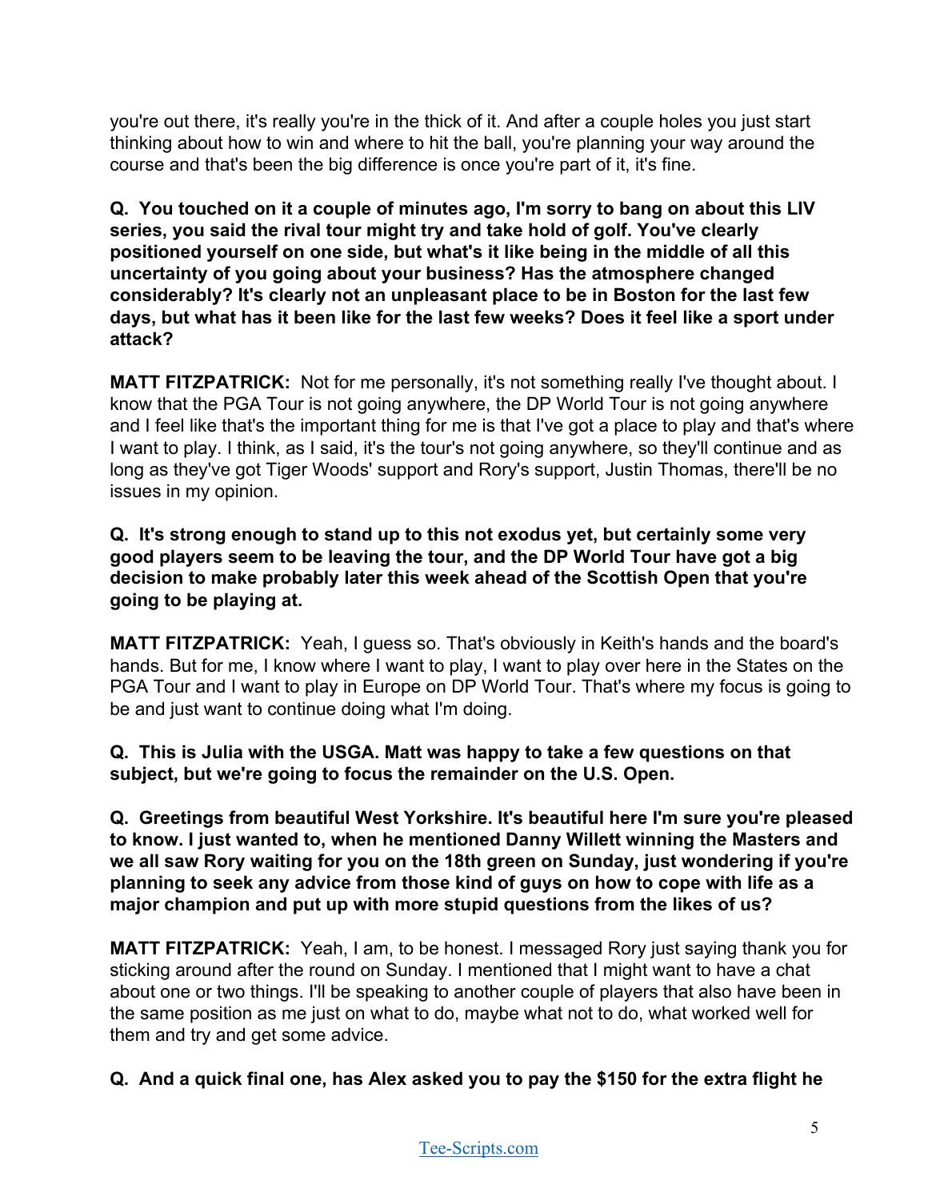you're out there, it's really you're in the thick of it. And after a couple holes you just start thinking about how to win and where to hit the ball, you're planning your way around the course and that's been the big difference is once you're part of it, it's fine.

**Q. You touched on it a couple of minutes ago, I'm sorry to bang on about this LIV series, you said the rival tour might try and take hold of golf. You've clearly positioned yourself on one side, but what's it like being in the middle of all this uncertainty of you going about your business? Has the atmosphere changed considerably? It's clearly not an unpleasant place to be in Boston for the last few days, but what has it been like for the last few weeks? Does it feel like a sport under attack?**

**MATT FITZPATRICK:** Not for me personally, it's not something really I've thought about. I know that the PGA Tour is not going anywhere, the DP World Tour is not going anywhere and I feel like that's the important thing for me is that I've got a place to play and that's where I want to play. I think, as I said, it's the tour's not going anywhere, so they'll continue and as long as they've got Tiger Woods' support and Rory's support, Justin Thomas, there'll be no issues in my opinion.

**Q. It's strong enough to stand up to this not exodus yet, but certainly some very good players seem to be leaving the tour, and the DP World Tour have got a big decision to make probably later this week ahead of the Scottish Open that you're going to be playing at.**

**MATT FITZPATRICK:** Yeah, I guess so. That's obviously in Keith's hands and the board's hands. But for me, I know where I want to play, I want to play over here in the States on the PGA Tour and I want to play in Europe on DP World Tour. That's where my focus is going to be and just want to continue doing what I'm doing.

**Q. This is Julia with the USGA. Matt was happy to take a few questions on that subject, but we're going to focus the remainder on the U.S. Open.**

**Q. Greetings from beautiful West Yorkshire. It's beautiful here I'm sure you're pleased to know. I just wanted to, when he mentioned Danny Willett winning the Masters and we all saw Rory waiting for you on the 18th green on Sunday, just wondering if you're planning to seek any advice from those kind of guys on how to cope with life as a major champion and put up with more stupid questions from the likes of us?**

**MATT FITZPATRICK:** Yeah, I am, to be honest. I messaged Rory just saying thank you for sticking around after the round on Sunday. I mentioned that I might want to have a chat about one or two things. I'll be speaking to another couple of players that also have been in the same position as me just on what to do, maybe what not to do, what worked well for them and try and get some advice.

**Q. And a quick final one, has Alex asked you to pay the $150 for the extra flight he**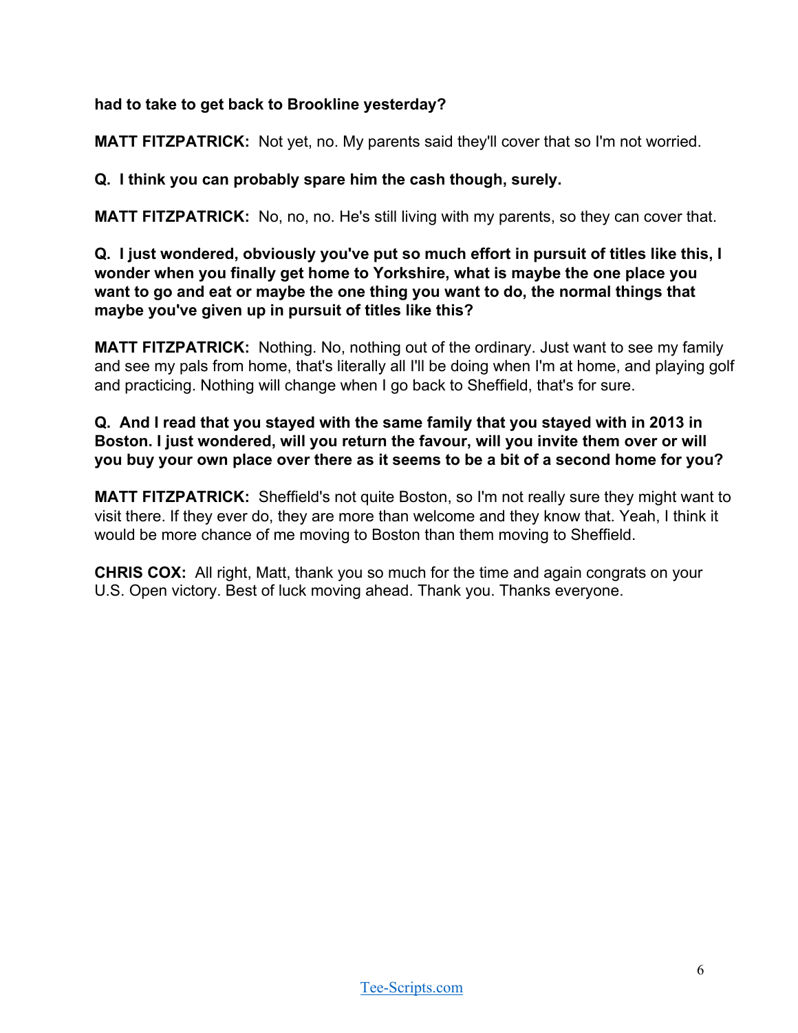**had to take to get back to Brookline yesterday?**

**MATT FITZPATRICK:** Not yet, no. My parents said they'll cover that so I'm not worried.

**Q. I think you can probably spare him the cash though, surely.**

**MATT FITZPATRICK:** No, no, no. He's still living with my parents, so they can cover that.

**Q. I just wondered, obviously you've put so much effort in pursuit of titles like this, I wonder when you finally get home to Yorkshire, what is maybe the one place you want to go and eat or maybe the one thing you want to do, the normal things that maybe you've given up in pursuit of titles like this?**

**MATT FITZPATRICK:** Nothing. No, nothing out of the ordinary. Just want to see my family and see my pals from home, that's literally all I'll be doing when I'm at home, and playing golf and practicing. Nothing will change when I go back to Sheffield, that's for sure.

**Q. And I read that you stayed with the same family that you stayed with in 2013 in Boston. I just wondered, will you return the favour, will you invite them over or will you buy your own place over there as it seems to be a bit of a second home for you?**

**MATT FITZPATRICK:** Sheffield's not quite Boston, so I'm not really sure they might want to visit there. If they ever do, they are more than welcome and they know that. Yeah, I think it would be more chance of me moving to Boston than them moving to Sheffield.

**CHRIS COX:** All right, Matt, thank you so much for the time and again congrats on your U.S. Open victory. Best of luck moving ahead. Thank you. Thanks everyone.